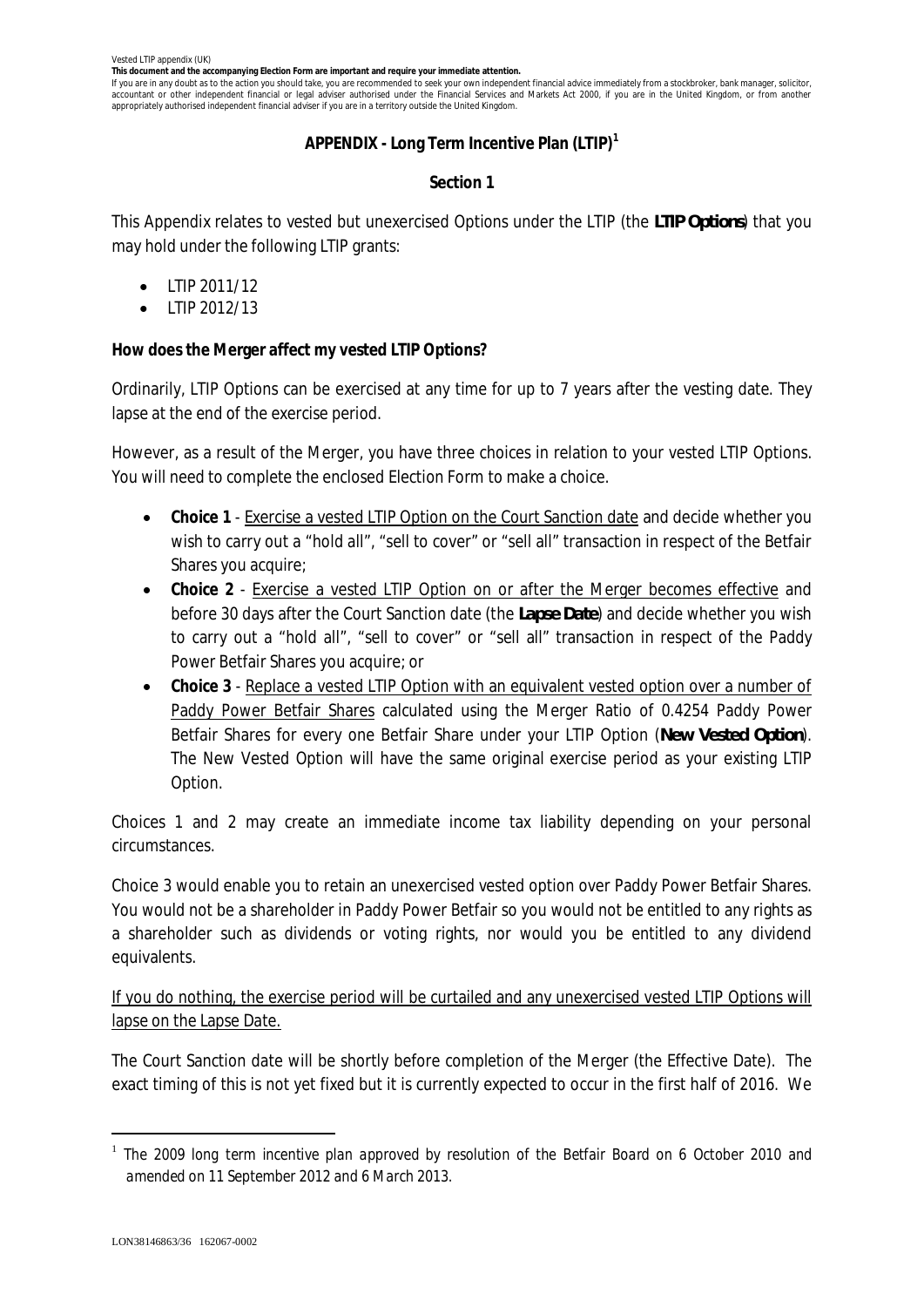Vested LTIP appendix (UK)

**This document and the accompanying Election Form are important and require your immediate attention.**

If you are in any doubt as to the action you should take, you are recommended to seek your own independent financial advice immediately from a stockbroker, bank manager, solicitor, accountant or other independent financial or legal adviser authorised under the Financial Services and Markets Act 2000, if you are in the United Kingdom, or from another appropriately authorised independent financial adviser if you are in a territory outside the United Kingdom.

# APPENDIX - Long Term Incentive Plan (LTIP)[1]

## Section 1

This Appendix relates to vested but unexercised Options under the LTIP (the **LTIP Options**) that you may hold under the following LTIP grants:

- LTIP 2011/12
- LTIP 2012/13

**How does the Merger affect my vested LTIP Options?**

Ordinarily, LTIP Options can be exercised at any time for up to 7 years after the vesting date. They lapse at the end of the exercise period.

However, as a result of the Merger, you have three choices in relation to your vested LTIP Options. You will need to complete the enclosed Election Form to make a choice.

- **Choice 1** - Exercise a vested LTIP Option on the Court Sanction date and decide whether you wish to carry out a "hold all", "sell to cover" or "sell all" transaction in respect of the Betfair Shares you acquire;
- **Choice 2** - Exercise a vested LTIP Option on or after the Merger becomes effective and before 30 days after the Court Sanction date (the **Lapse Date**) and decide whether you wish to carry out a "hold all", "sell to cover" or "sell all" transaction in respect of the Paddy Power Betfair Shares you acquire; or
- **Choice 3** - Replace a vested LTIP Option with an equivalent vested option over a number of Paddy Power Betfair Shares calculated using the Merger Ratio of 0.4254 Paddy Power Betfair Shares for every one Betfair Share under your LTIP Option (**New Vested Option**). The New Vested Option will have the same original exercise period as your existing LTIP Option.

Choices 1 and 2 may create an immediate income tax liability depending on your personal circumstances.

Choice 3 would enable you to retain an unexercised vested option over Paddy Power Betfair Shares. You would not be a shareholder in Paddy Power Betfair so you would not be entitled to any rights as a shareholder such as dividends or voting rights, nor would you be entitled to any dividend equivalents.

If you do nothing, the exercise period will be curtailed and any unexercised vested LTIP Options will lapse on the Lapse Date.

The Court Sanction date will be shortly before completion of the Merger (the Effective Date). The exact timing of this is not yet fixed but it is currently expected to occur in the first half of 2016. We

[1] The 2009 long term incentive plan approved by resolution of the Betfair Board on 6 October 2010 and amended on 11 September 2012 and 6 March 2013.

LON38146863/36 162067-0002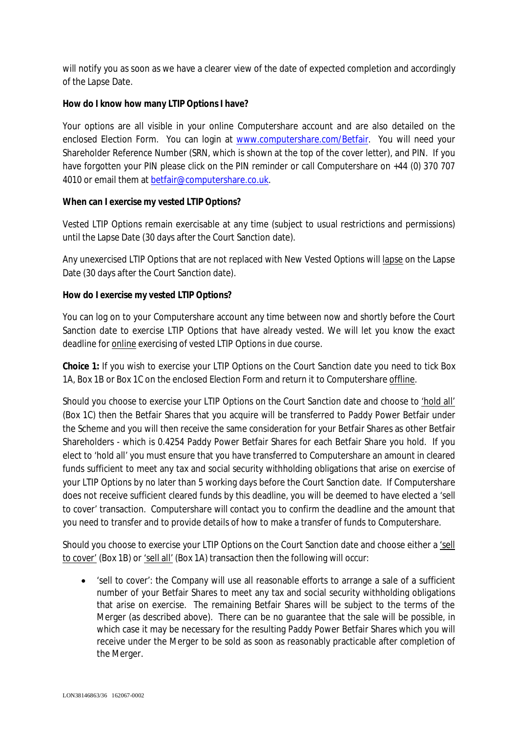will notify you as soon as we have a clearer view of the date of expected completion and accordingly of the Lapse Date.

**How do I know how many LTIP Options I have?**

Your options are all visible in your online Computershare account and are also detailed on the enclosed Election Form. You can login at [www.computershare.com/Betfair](www.computershare.com/Betfair). You will need your Shareholder Reference Number (SRN, which is shown at the top of the cover letter), and PIN. If you have forgotten your PIN please click on the PIN reminder or call Computershare on +44 (0) 370 707 4010 or email them at betfair@computershare.co.uk.

**When can I exercise my vested LTIP Options?**

Vested LTIP Options remain exercisable at any time (subject to usual restrictions and permissions) until the Lapse Date (30 days after the Court Sanction date).

Any unexercised LTIP Options that are not replaced with New Vested Options will lapse on the Lapse Date (30 days after the Court Sanction date).

**How do I exercise my vested LTIP Options?**

You can log on to your Computershare account any time between now and shortly before the Court Sanction date to exercise LTIP Options that have already vested. We will let you know the exact deadline for online exercising of vested LTIP Options in due course.

**Choice 1:** If you wish to exercise your LTIP Options on the Court Sanction date you need to tick Box 1A, Box 1B or Box 1C on the enclosed Election Form and return it to Computershare offline.

Should you choose to exercise your LTIP Options on the Court Sanction date and choose to 'hold all' (Box 1C) then the Betfair Shares that you acquire will be transferred to Paddy Power Betfair under the Scheme and you will then receive the same consideration for your Betfair Shares as other Betfair Shareholders - which is 0.4254 Paddy Power Betfair Shares for each Betfair Share you hold. If you elect to 'hold all' you must ensure that you have transferred to Computershare an amount in cleared funds sufficient to meet any tax and social security withholding obligations that arise on exercise of your LTIP Options by no later than 5 working days before the Court Sanction date. If Computershare does not receive sufficient cleared funds by this deadline, you will be deemed to have elected a 'sell to cover' transaction. Computershare will contact you to confirm the deadline and the amount that you need to transfer and to provide details of how to make a transfer of funds to Computershare.

Should you choose to exercise your LTIP Options on the Court Sanction date and choose either a 'sell to cover' (Box 1B) or 'sell all' (Box 1A) transaction then the following will occur:

- 'sell to cover': the Company will use all reasonable efforts to arrange a sale of a sufficient number of your Betfair Shares to meet any tax and social security withholding obligations that arise on exercise. The remaining Betfair Shares will be subject to the terms of the Merger (as described above). There can be no guarantee that the sale will be possible, in which case it may be necessary for the resulting Paddy Power Betfair Shares which you will receive under the Merger to be sold as soon as reasonably practicable after completion of the Merger.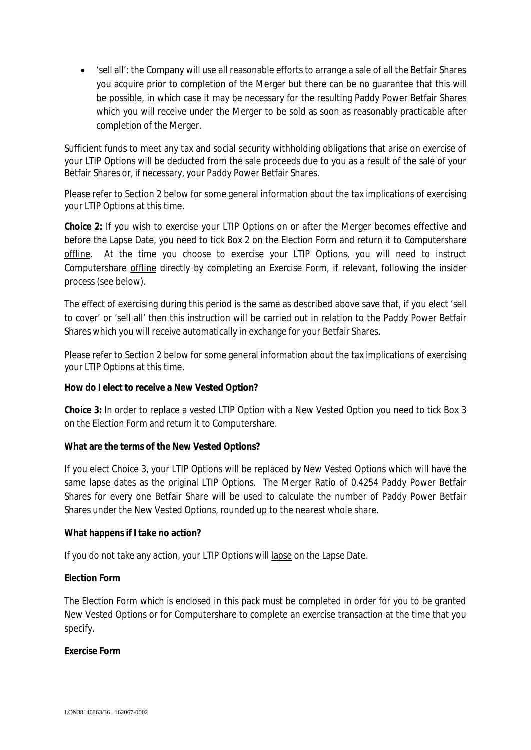- 'sell all': the Company will use all reasonable efforts to arrange a sale of all the Betfair Shares you acquire prior to completion of the Merger but there can be no guarantee that this will be possible, in which case it may be necessary for the resulting Paddy Power Betfair Shares which you will receive under the Merger to be sold as soon as reasonably practicable after completion of the Merger.

Sufficient funds to meet any tax and social security withholding obligations that arise on exercise of your LTIP Options will be deducted from the sale proceeds due to you as a result of the sale of your Betfair Shares or, if necessary, your Paddy Power Betfair Shares.

Please refer to Section 2 below for some general information about the tax implications of exercising your LTIP Options at this time.

**Choice 2:** If you wish to exercise your LTIP Options on or after the Merger becomes effective and before the Lapse Date, you need to tick Box 2 on the Election Form and return it to Computershare offline. At the time you choose to exercise your LTIP Options, you will need to instruct Computershare offline directly by completing an Exercise Form, if relevant, following the insider process (see below).

The effect of exercising during this period is the same as described above save that, if you elect 'sell to cover' or 'sell all' then this instruction will be carried out in relation to the Paddy Power Betfair Shares which you will receive automatically in exchange for your Betfair Shares.

Please refer to Section 2 below for some general information about the tax implications of exercising your LTIP Options at this time.

**How do I elect to receive a New Vested Option?**

**Choice 3:** In order to replace a vested LTIP Option with a New Vested Option you need to tick Box 3 on the Election Form and return it to Computershare.

**What are the terms of the New Vested Options?**

If you elect Choice 3, your LTIP Options will be replaced by New Vested Options which will have the same lapse dates as the original LTIP Options. The Merger Ratio of 0.4254 Paddy Power Betfair Shares for every one Betfair Share will be used to calculate the number of Paddy Power Betfair Shares under the New Vested Options, rounded up to the nearest whole share.

**What happens if I take no action?**

If you do not take any action, your LTIP Options will lapse on the Lapse Date.

**Election Form**

The Election Form which is enclosed in this pack must be completed in order for you to be granted New Vested Options or for Computershare to complete an exercise transaction at the time that you specify.

**Exercise Form**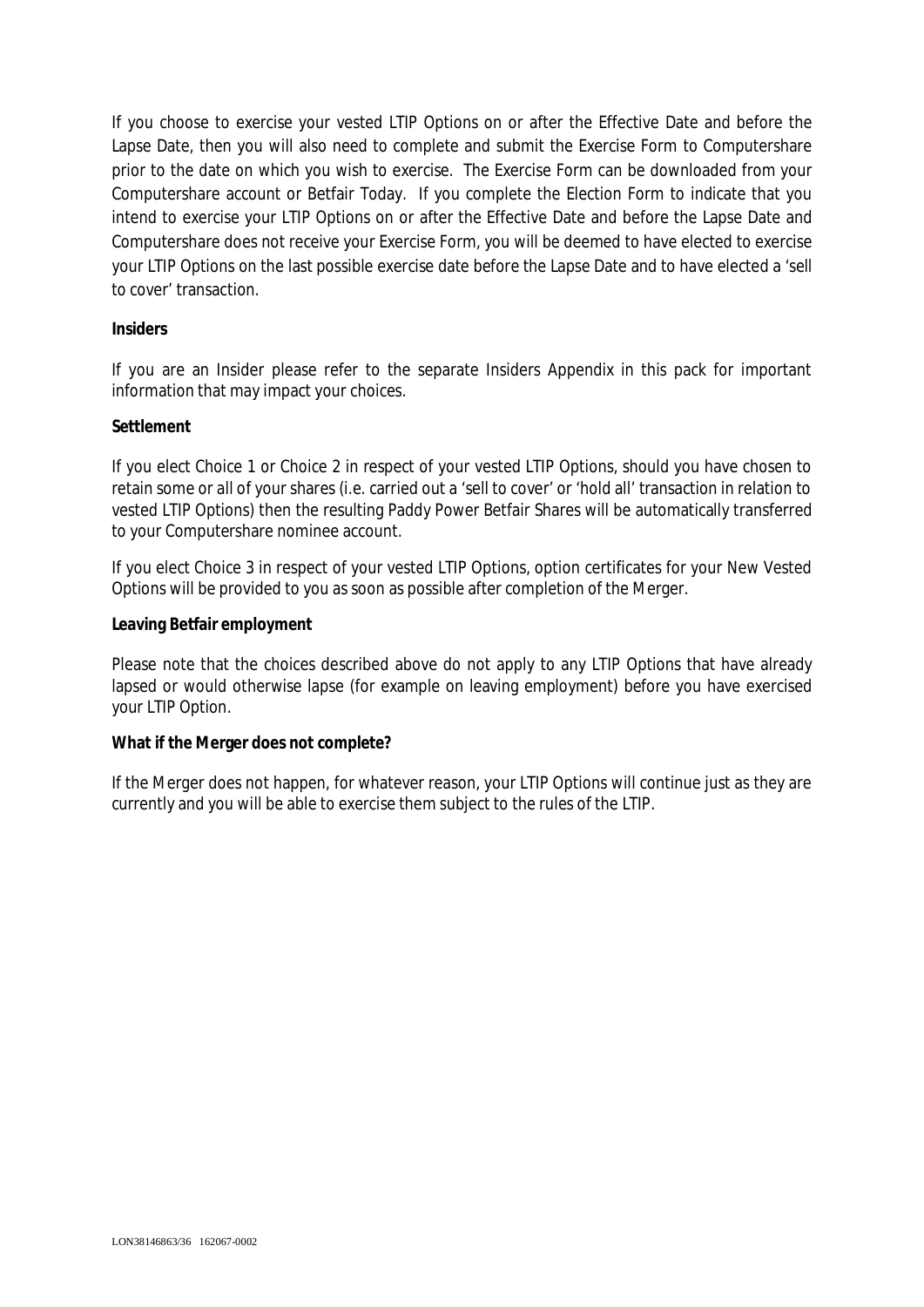If you choose to exercise your vested LTIP Options on or after the Effective Date and before the Lapse Date, then you will also need to complete and submit the Exercise Form to Computershare prior to the date on which you wish to exercise. The Exercise Form can be downloaded from your Computershare account or Betfair Today. If you complete the Election Form to indicate that you intend to exercise your LTIP Options on or after the Effective Date and before the Lapse Date and Computershare does not receive your Exercise Form, you will be deemed to have elected to exercise your LTIP Options on the last possible exercise date before the Lapse Date and to have elected a 'sell to cover' transaction.

**Insiders**

If you are an Insider please refer to the separate Insiders Appendix in this pack for important information that may impact your choices.

**Settlement**

If you elect Choice 1 or Choice 2 in respect of your vested LTIP Options, should you have chosen to retain some or all of your shares (i.e. carried out a 'sell to cover' or 'hold all' transaction in relation to vested LTIP Options) then the resulting Paddy Power Betfair Shares will be automatically transferred to your Computershare nominee account.

If you elect Choice 3 in respect of your vested LTIP Options, option certificates for your New Vested Options will be provided to you as soon as possible after completion of the Merger.

**Leaving Betfair employment**

Please note that the choices described above do not apply to any LTIP Options that have already lapsed or would otherwise lapse (for example on leaving employment) before you have exercised your LTIP Option.

**What if the Merger does not complete?**

If the Merger does not happen, for whatever reason, your LTIP Options will continue just as they are currently and you will be able to exercise them subject to the rules of the LTIP.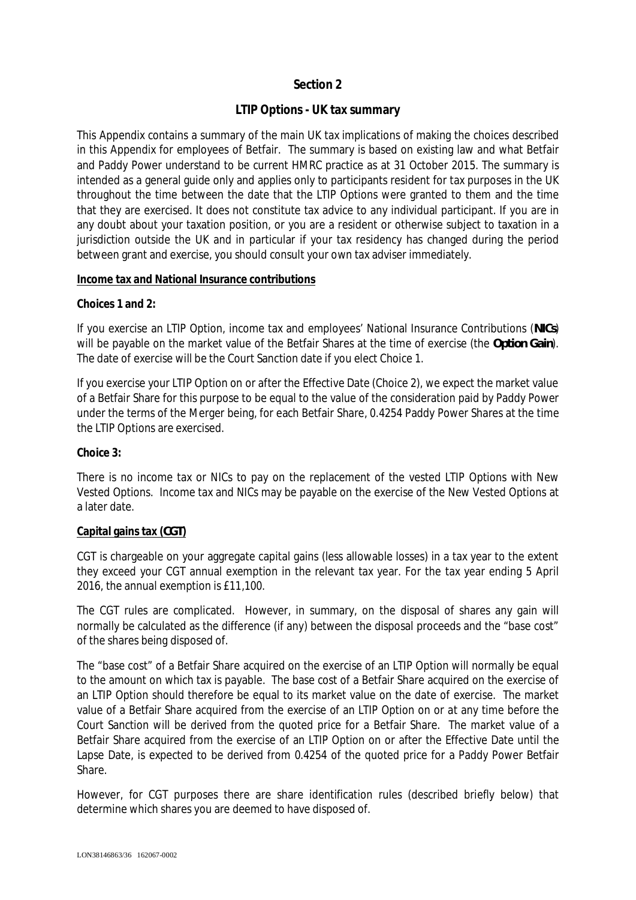## Section 2

### *LTIP Options - UK tax summary*

This Appendix contains a summary of the main UK tax implications of making the choices described in this Appendix for employees of Betfair. The summary is based on existing law and what Betfair and Paddy Power understand to be current HMRC practice as at 31 October 2015. The summary is intended as a general guide only and applies only to participants resident for tax purposes in the UK throughout the time between the date that the LTIP Options were granted to them and the time that they are exercised. It does not constitute tax advice to any individual participant. If you are in any doubt about your taxation position, or you are a resident or otherwise subject to taxation in a jurisdiction outside the UK and in particular if your tax residency has changed during the period between grant and exercise, you should consult your own tax adviser immediately.

**Income tax and National Insurance contributions**

**Choices 1 and 2:**

If you exercise an LTIP Option, income tax and employees' National Insurance Contributions (**NICs**) will be payable on the market value of the Betfair Shares at the time of exercise (the **Option Gain**). The date of exercise will be the Court Sanction date if you elect Choice 1.

If you exercise your LTIP Option on or after the Effective Date (Choice 2), we expect the market value of a Betfair Share for this purpose to be equal to the value of the consideration paid by Paddy Power under the terms of the Merger being, for each Betfair Share, 0.4254 Paddy Power Shares at the time the LTIP Options are exercised.

**Choice 3:**

There is no income tax or NICs to pay on the replacement of the vested LTIP Options with New Vested Options. Income tax and NICs may be payable on the exercise of the New Vested Options at a later date.

**Capital gains tax (CGT)**

CGT is chargeable on your aggregate capital gains (less allowable losses) in a tax year to the extent they exceed your CGT annual exemption in the relevant tax year. For the tax year ending 5 April 2016, the annual exemption is £11,100.

The CGT rules are complicated. However, in summary, on the disposal of shares any gain will normally be calculated as the difference (if any) between the disposal proceeds and the "base cost" of the shares being disposed of.

The "base cost" of a Betfair Share acquired on the exercise of an LTIP Option will normally be equal to the amount on which tax is payable. The base cost of a Betfair Share acquired on the exercise of an LTIP Option should therefore be equal to its market value on the date of exercise. The market value of a Betfair Share acquired from the exercise of an LTIP Option on or at any time before the Court Sanction will be derived from the quoted price for a Betfair Share. The market value of a Betfair Share acquired from the exercise of an LTIP Option on or after the Effective Date until the Lapse Date, is expected to be derived from 0.4254 of the quoted price for a Paddy Power Betfair Share.

However, for CGT purposes there are share identification rules (described briefly below) that determine which shares you are deemed to have disposed of.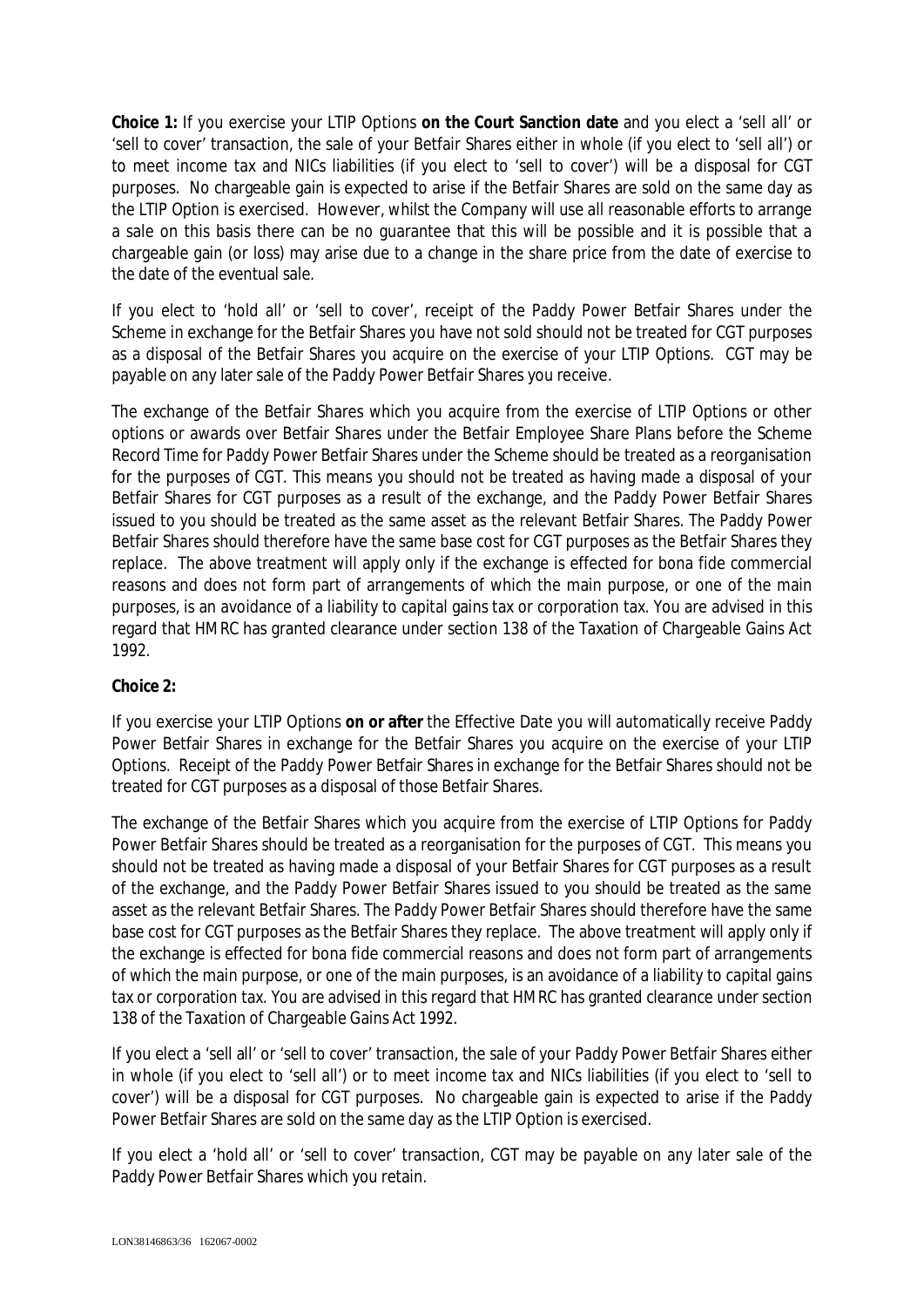**Choice 1:** If you exercise your LTIP Options **on the Court Sanction date** and you elect a 'sell all' or 'sell to cover' transaction, the sale of your Betfair Shares either in whole (if you elect to 'sell all') or to meet income tax and NICs liabilities (if you elect to 'sell to cover') will be a disposal for CGT purposes. No chargeable gain is expected to arise if the Betfair Shares are sold on the same day as the LTIP Option is exercised. However, whilst the Company will use all reasonable efforts to arrange a sale on this basis there can be no guarantee that this will be possible and it is possible that a chargeable gain (or loss) may arise due to a change in the share price from the date of exercise to the date of the eventual sale.

If you elect to 'hold all' or 'sell to cover', receipt of the Paddy Power Betfair Shares under the Scheme in exchange for the Betfair Shares you have not sold should not be treated for CGT purposes as a disposal of the Betfair Shares you acquire on the exercise of your LTIP Options. CGT may be payable on any later sale of the Paddy Power Betfair Shares you receive.

The exchange of the Betfair Shares which you acquire from the exercise of LTIP Options or other options or awards over Betfair Shares under the Betfair Employee Share Plans before the Scheme Record Time for Paddy Power Betfair Shares under the Scheme should be treated as a reorganisation for the purposes of CGT. This means you should not be treated as having made a disposal of your Betfair Shares for CGT purposes as a result of the exchange, and the Paddy Power Betfair Shares issued to you should be treated as the same asset as the relevant Betfair Shares. The Paddy Power Betfair Shares should therefore have the same base cost for CGT purposes as the Betfair Shares they replace. The above treatment will apply only if the exchange is effected for bona fide commercial reasons and does not form part of arrangements of which the main purpose, or one of the main purposes, is an avoidance of a liability to capital gains tax or corporation tax. You are advised in this regard that HMRC has granted clearance under section 138 of the Taxation of Chargeable Gains Act 1992.

**Choice 2:**

If you exercise your LTIP Options **on or after** the Effective Date you will automatically receive Paddy Power Betfair Shares in exchange for the Betfair Shares you acquire on the exercise of your LTIP Options. Receipt of the Paddy Power Betfair Shares in exchange for the Betfair Shares should not be treated for CGT purposes as a disposal of those Betfair Shares.

The exchange of the Betfair Shares which you acquire from the exercise of LTIP Options for Paddy Power Betfair Shares should be treated as a reorganisation for the purposes of CGT. This means you should not be treated as having made a disposal of your Betfair Shares for CGT purposes as a result of the exchange, and the Paddy Power Betfair Shares issued to you should be treated as the same asset as the relevant Betfair Shares. The Paddy Power Betfair Shares should therefore have the same base cost for CGT purposes as the Betfair Shares they replace. The above treatment will apply only if the exchange is effected for bona fide commercial reasons and does not form part of arrangements of which the main purpose, or one of the main purposes, is an avoidance of a liability to capital gains tax or corporation tax. You are advised in this regard that HMRC has granted clearance under section 138 of the Taxation of Chargeable Gains Act 1992.

If you elect a 'sell all' or 'sell to cover' transaction, the sale of your Paddy Power Betfair Shares either in whole (if you elect to 'sell all') or to meet income tax and NICs liabilities (if you elect to 'sell to cover') will be a disposal for CGT purposes. No chargeable gain is expected to arise if the Paddy Power Betfair Shares are sold on the same day as the LTIP Option is exercised.

If you elect a 'hold all' or 'sell to cover' transaction, CGT may be payable on any later sale of the Paddy Power Betfair Shares which you retain.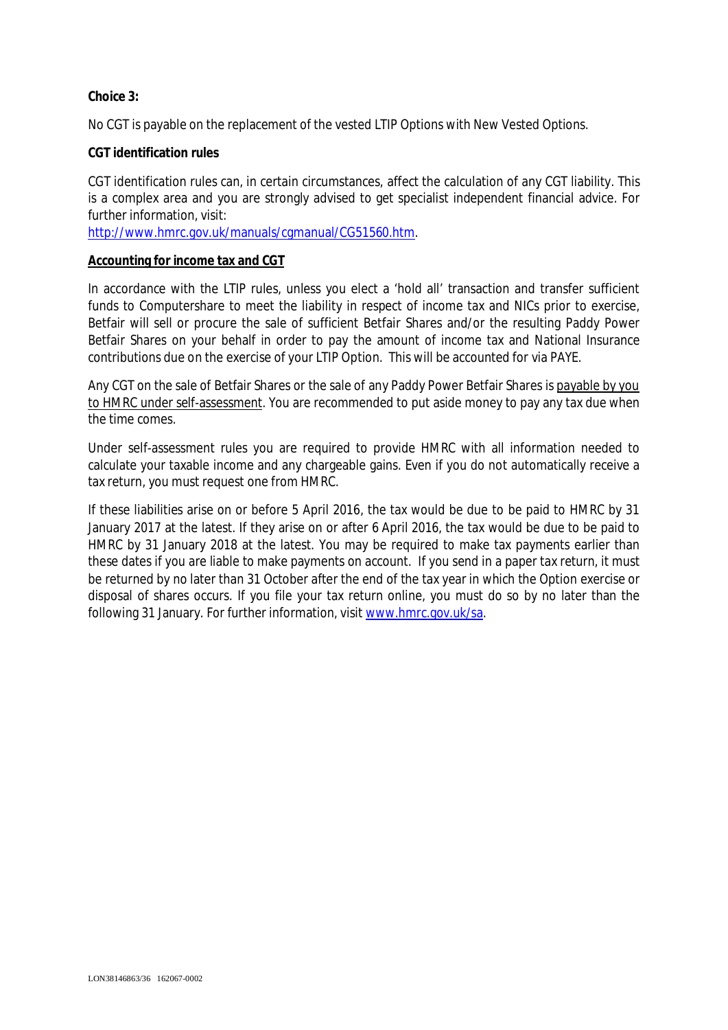**Choice 3:**

No CGT is payable on the replacement of the vested LTIP Options with New Vested Options.

**CGT identification rules**

CGT identification rules can, in certain circumstances, affect the calculation of any CGT liability. This is a complex area and you are strongly advised to get specialist independent financial advice. For further information, visit:
http://www.hmrc.gov.uk/manuals/cgmanual/CG51560.htm.

**Accounting for income tax and CGT**

In accordance with the LTIP rules, unless you elect a 'hold all' transaction and transfer sufficient funds to Computershare to meet the liability in respect of income tax and NICs prior to exercise, Betfair will sell or procure the sale of sufficient Betfair Shares and/or the resulting Paddy Power Betfair Shares on your behalf in order to pay the amount of income tax and National Insurance contributions due on the exercise of your LTIP Option. This will be accounted for via PAYE.

Any CGT on the sale of Betfair Shares or the sale of any Paddy Power Betfair Shares is payable by you to HMRC under self-assessment. You are recommended to put aside money to pay any tax due when the time comes.

Under self-assessment rules you are required to provide HMRC with all information needed to calculate your taxable income and any chargeable gains. Even if you do not automatically receive a tax return, you must request one from HMRC.

If these liabilities arise on or before 5 April 2016, the tax would be due to be paid to HMRC by 31 January 2017 at the latest. If they arise on or after 6 April 2016, the tax would be due to be paid to HMRC by 31 January 2018 at the latest. You may be required to make tax payments earlier than these dates if you are liable to make payments on account. If you send in a paper tax return, it must be returned by no later than 31 October after the end of the tax year in which the Option exercise or disposal of shares occurs. If you file your tax return online, you must do so by no later than the following 31 January. For further information, visit www.hmrc.gov.uk/sa.